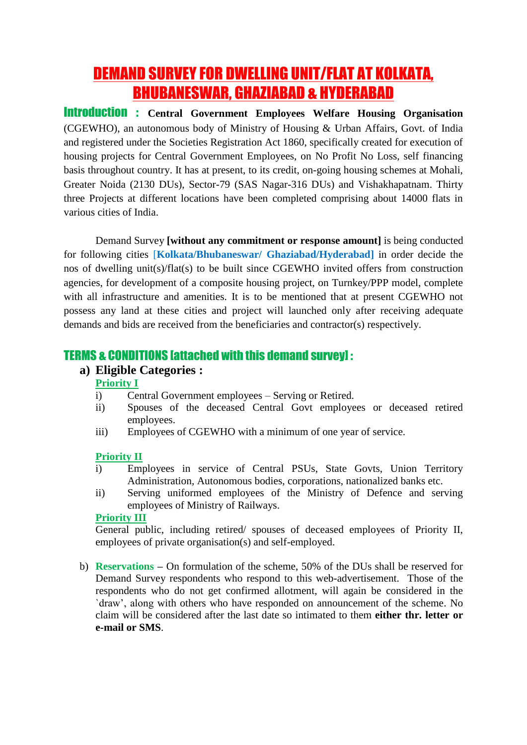# DEMAND SURVEY FOR DWELLING UNIT/FLAT AT KOLKATA, BHUBANESWAR, GHAZIABAD & HYDERABAD

**Introduction :** **Central Government Employees Welfare Housing Organisation** (CGEWHO), an autonomous body of Ministry of Housing & Urban Affairs, Govt. of India and registered under the Societies Registration Act 1860, specifically created for execution of housing projects for Central Government Employees, on No Profit No Loss, self financing basis throughout country. It has at present, to its credit, on-going housing schemes at Mohali, Greater Noida (2130 DUs), Sector-79 (SAS Nagar-316 DUs) and Vishakhapatnam. Thirty three Projects at different locations have been completed comprising about 14000 flats in various cities of India.

Demand Survey **[without any commitment or response amount]** is being conducted for following cities **[Kolkata/Bhubaneswar/ Ghaziabad/Hyderabad]** in order decide the nos of dwelling unit(s)/flat(s) to be built since CGEWHO invited offers from construction agencies, for development of a composite housing project, on Turnkey/PPP model, complete with all infrastructure and amenities. It is to be mentioned that at present CGEWHO not possess any land at these cities and project will launched only after receiving adequate demands and bids are received from the beneficiaries and contractor(s) respectively.

## TERMS & CONDITIONS [attached with this demand survey] :

### a) Eligible Categories :

**Priority I**

i) Central Government employees – Serving or Retired.

ii) Spouses of the deceased Central Govt employees or deceased retired employees.

iii) Employees of CGEWHO with a minimum of one year of service.

**Priority II**

i) Employees in service of Central PSUs, State Govts, Union Territory Administration, Autonomous bodies, corporations, nationalized banks etc.

ii) Serving uniformed employees of the Ministry of Defence and serving employees of Ministry of Railways.

**Priority III**

General public, including retired/ spouses of deceased employees of Priority II, employees of private organisation(s) and self-employed.

b) **Reservations** – On formulation of the scheme, 50% of the DUs shall be reserved for Demand Survey respondents who respond to this web-advertisement. Those of the respondents who do not get confirmed allotment, will again be considered in the `draw', along with others who have responded on announcement of the scheme. No claim will be considered after the last date so intimated to them **either thr. letter or e-mail or SMS**.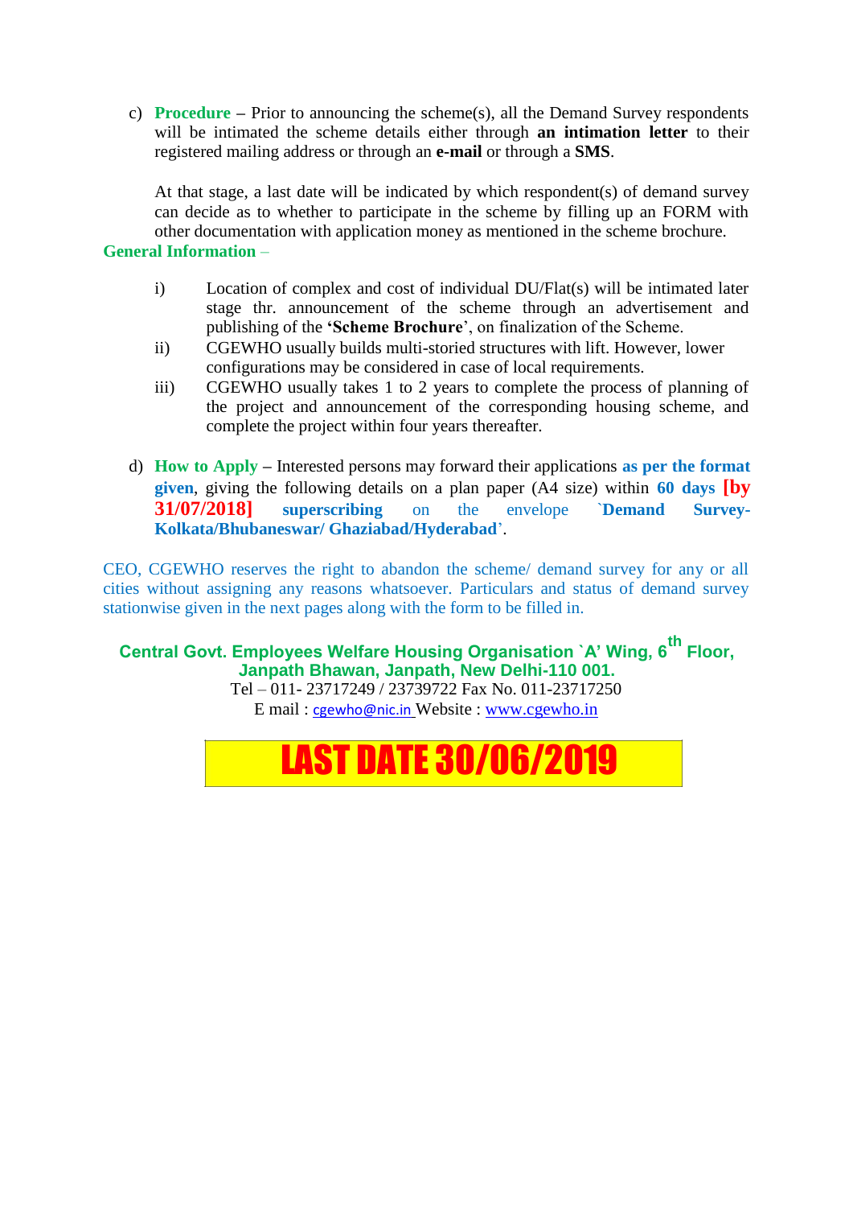c) **Procedure** – Prior to announcing the scheme(s), all the Demand Survey respondents will be intimated the scheme details either through **an intimation letter** to their registered mailing address or through an **e-mail** or through a **SMS**.

   At that stage, a last date will be indicated by which respondent(s) of demand survey can decide as to whether to participate in the scheme by filling up an FORM with other documentation with application money as mentioned in the scheme brochure.

**General Information** –

i) Location of complex and cost of individual DU/Flat(s) will be intimated later stage thr. announcement of the scheme through an advertisement and publishing of the **'Scheme Brochure**', on finalization of the Scheme.

ii) CGEWHO usually builds multi-storied structures with lift. However, lower configurations may be considered in case of local requirements.

iii) CGEWHO usually takes 1 to 2 years to complete the process of planning of the project and announcement of the corresponding housing scheme, and complete the project within four years thereafter.

d) **How to Apply** – Interested persons may forward their applications **as per the format given**, giving the following details on a plan paper (A4 size) within **60 days** **[by 31/07/2018]** **superscribing** on the envelope **`Demand Survey-Kolkata/Bhubaneswar/ Ghaziabad/Hyderabad**'.

CEO, CGEWHO reserves the right to abandon the scheme/ demand survey for any or all cities without assigning any reasons whatsoever. Particulars and status of demand survey stationwise given in the next pages along with the form to be filled in.

**Central Govt. Employees Welfare Housing Organisation `A' Wing, 6th Floor, Janpath Bhawan, Janpath, New Delhi-110 001.**

Tel – 011- 23717249 / 23739722 Fax No. 011-23717250

E mail : cgewho@nic.in Website : www.cgewho.in

**LAST DATE 30/06/2019**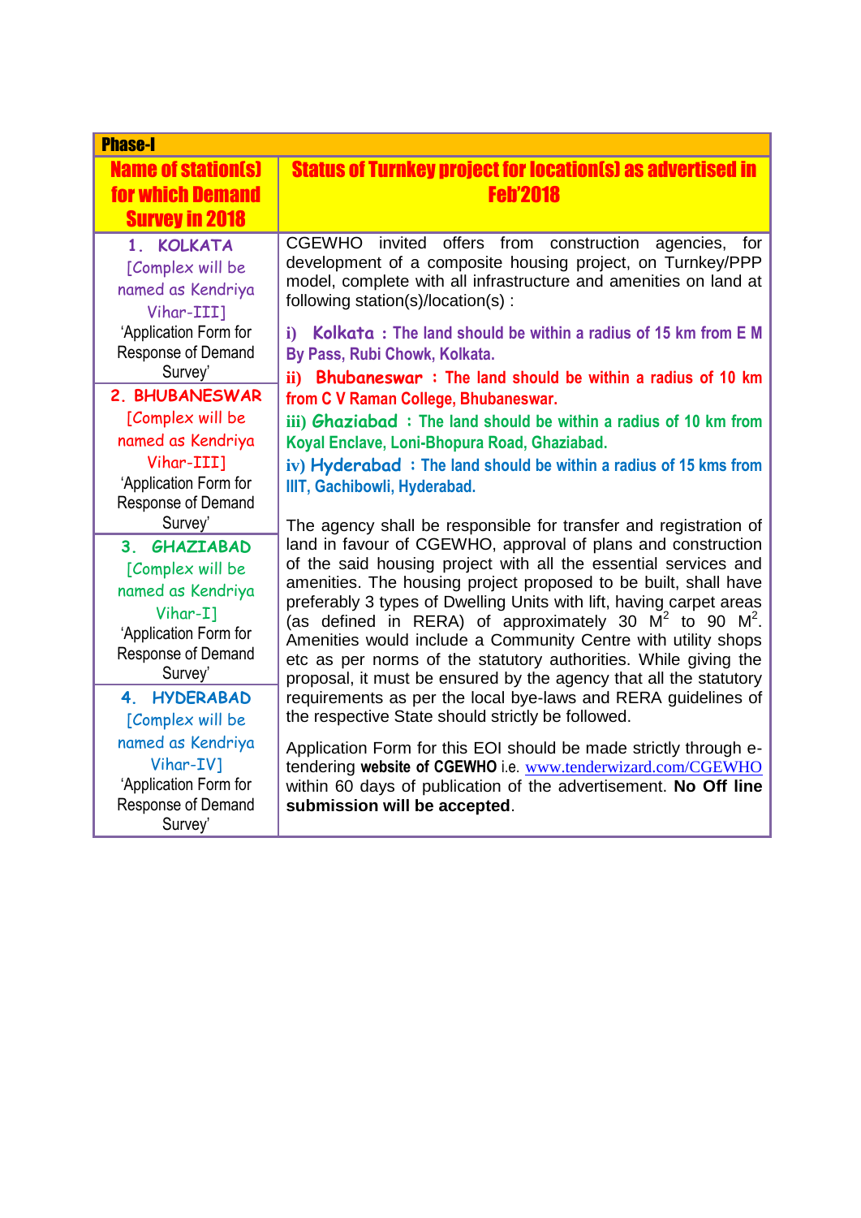| Phase-I | |
|---|---|
| **Name of station(s) for which Demand Survey in 2018** | **Status of Turnkey project for location(s) as advertised in Feb'2018** |
| 1. KOLKATA [Complex will be named as Kendriya Vihar-III] 'Application Form for Response of Demand Survey'<br>2. BHUBANESWAR [Complex will be named as Kendriya Vihar-III] 'Application Form for Response of Demand Survey'<br>3. GHAZIABAD [Complex will be named as Kendriya Vihar-I] 'Application Form for Response of Demand Survey'<br>4. HYDERABAD [Complex will be named as Kendriya Vihar-IV] 'Application Form for Response of Demand Survey' | CGEWHO invited offers from construction agencies, for development of a composite housing project, on Turnkey/PPP model, complete with all infrastructure and amenities on land at following station(s)/location(s) :<br><br>i) **Kolkata : The land should be within a radius of 15 km from E M By Pass, Rubi Chowk, Kolkata.**<br>ii) **Bhubaneswar : The land should be within a radius of 10 km from C V Raman College, Bhubaneswar.**<br>iii) **Ghaziabad : The land should be within a radius of 10 km from Koyal Enclave, Loni-Bhopura Road, Ghaziabad.**<br>iv) **Hyderabad : The land should be within a radius of 15 kms from IIIT, Gachibowli, Hyderabad.**<br><br>The agency shall be responsible for transfer and registration of land in favour of CGEWHO, approval of plans and construction of the said housing project with all the essential services and amenities. The housing project proposed to be built, shall have preferably 3 types of Dwelling Units with lift, having carpet areas (as defined in RERA) of approximately 30 $M^2$ to 90 $M^2$. Amenities would include a Community Centre with utility shops etc as per norms of the statutory authorities. While giving the proposal, it must be ensured by the agency that all the statutory requirements as per the local bye-laws and RERA guidelines of the respective State should strictly be followed.<br><br>Application Form for this EOI should be made strictly through e-tendering **website of CGEWHO** i.e. www.tenderwizard.com/CGEWHO within 60 days of publication of the advertisement. **No Off line submission will be accepted**. |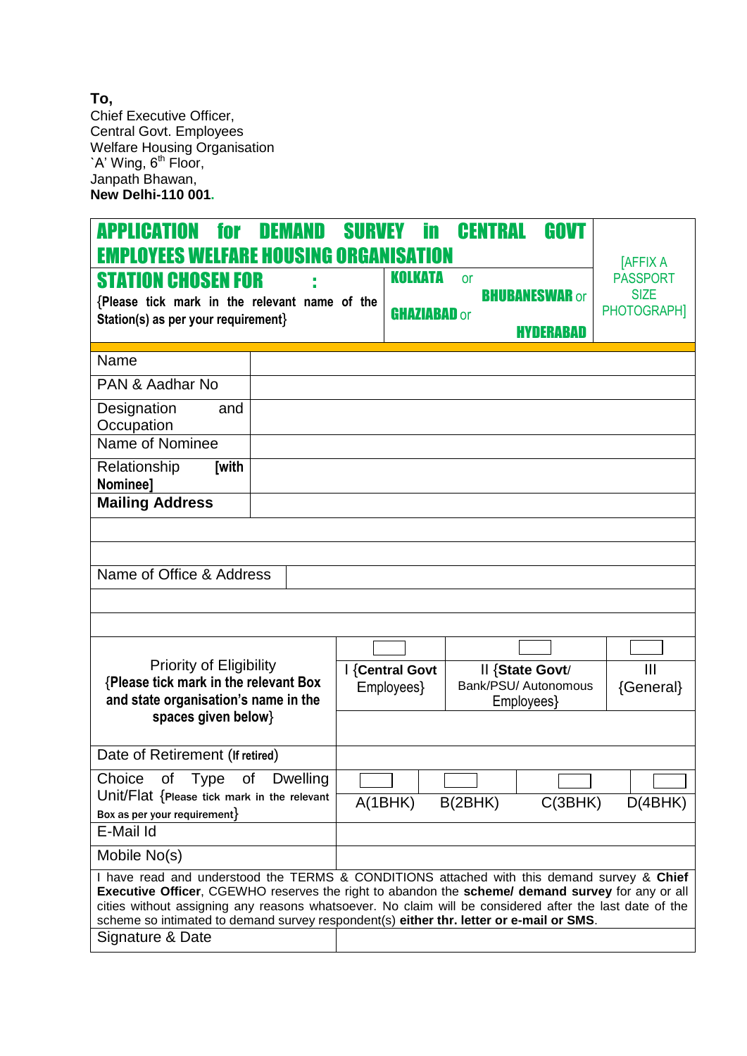**To,**
Chief Executive Officer,
Central Govt. Employees
Welfare Housing Organisation
`A' Wing, 6th Floor,
Janpath Bhawan,
**New Delhi-110 001.**

| | | | | | |
|---|---|---|---|---|---|
| **APPLICATION for DEMAND SURVEY in CENTRAL GOVT EMPLOYEES WELFARE HOUSING ORGANISATION** | | | | | [AFFIX A PASSPORT SIZE PHOTOGRAPH] |
| **STATION CHOSEN FOR :** {Please tick mark in the relevant name of the Station(s) as per your requirement} | **KOLKATA** or **BHUBANESWAR** or **GHAZIABAD** or **HYDERABAD** | | | | |
| Name | | | | | |
| PAN & Aadhar No | | | | | |
| Designation and Occupation | | | | | |
| Name of Nominee | | | | | |
| Relationship [with Nominee] | | | | | |
| **Mailing Address** | | | | | |
| | | | | | |
| | | | | | |
| Name of Office & Address | | | | | |
| | | | | | |
| | | | | | |
| Priority of Eligibility {Please tick mark in the relevant Box and state organisation's name in the spaces given below} | ☐ I {**Central Govt** Employees} | | ☐ II {**State Govt**/ Bank/PSU/ Autonomous Employees} | ☐ III {General} | |
| | | | | | |
| Date of Retirement (If retired) | | | | | |
| Choice of Type of Dwelling Unit/Flat {Please tick mark in the relevant Box as per your requirement} | ☐ A(1BHK) | ☐ B(2BHK) | ☐ C(3BHK) | ☐ D(4BHK) | |
| E-Mail Id | | | | | |
| Mobile No(s) | | | | | |

I have read and understood the TERMS & CONDITIONS attached with this demand survey & **Chief Executive Officer**, CGEWHO reserves the right to abandon the **scheme/ demand survey** for any or all cities without assigning any reasons whatsoever. No claim will be considered after the last date of the scheme so intimated to demand survey respondent(s) **either thr. letter or e-mail or SMS**.

| | |
|---|---|
| Signature & Date | |